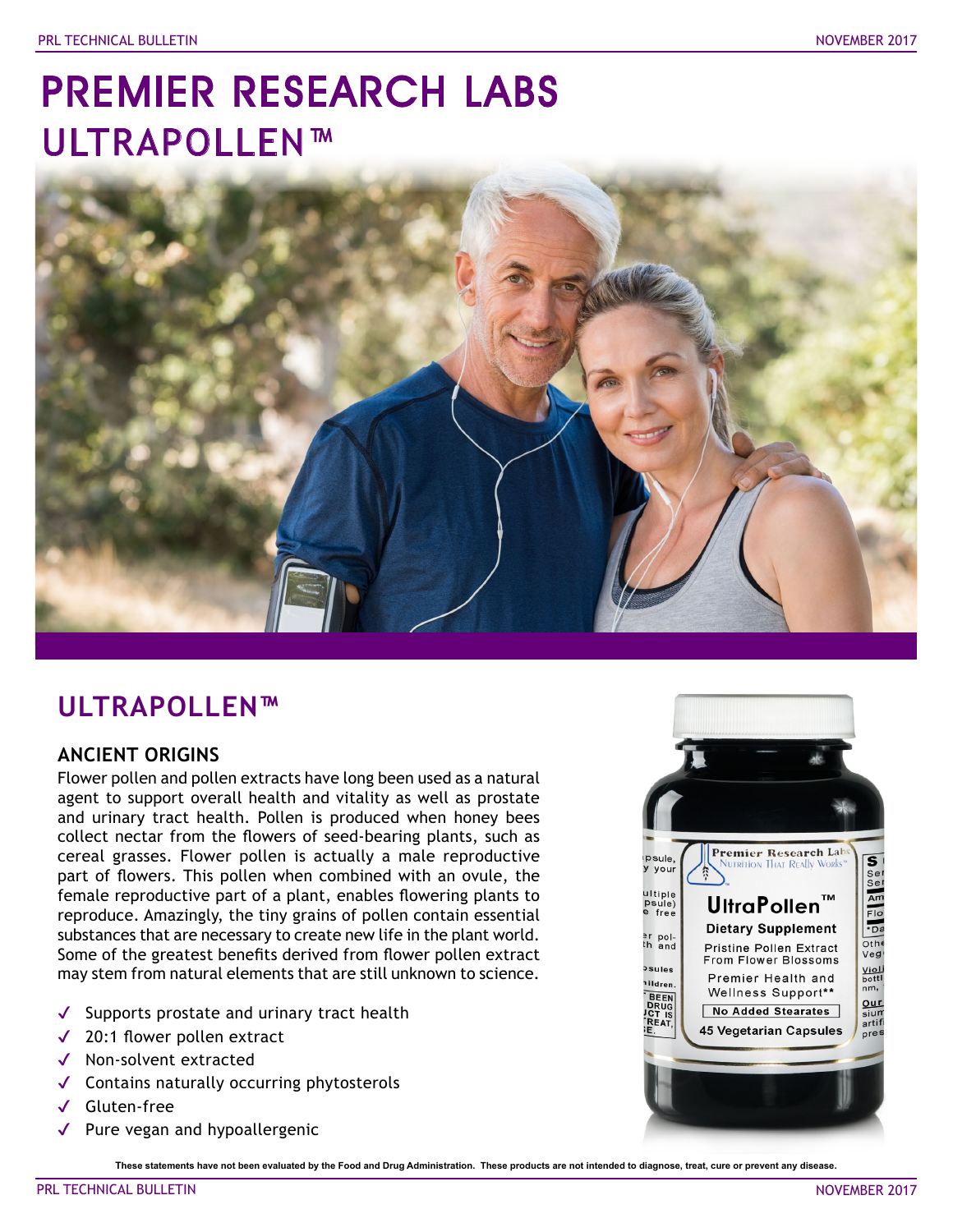# PREMIER RESEARCH LABS
# ULTRAPOLLEN™

## ULTRAPOLLEN™

### ANCIENT ORIGINS

Flower pollen and pollen extracts have long been used as a natural agent to support overall health and vitality as well as prostate and urinary tract health. Pollen is produced when honey bees collect nectar from the flowers of seed-bearing plants, such as cereal grasses. Flower pollen is actually a male reproductive part of flowers. This pollen when combined with an ovule, the female reproductive part of a plant, enables flowering plants to reproduce. Amazingly, the tiny grains of pollen contain essential substances that are necessary to create new life in the plant world. Some of the greatest benefits derived from flower pollen extract may stem from natural elements that are still unknown to science.

- ✓ Supports prostate and urinary tract health
- ✓ 20:1 flower pollen extract
- ✓ Non-solvent extracted
- ✓ Contains naturally occurring phytosterols
- ✓ Gluten-free
- ✓ Pure vegan and hypoallergenic

These statements have not been evaluated by the Food and Drug Administration. These products are not intended to diagnose, treat, cure or prevent any disease.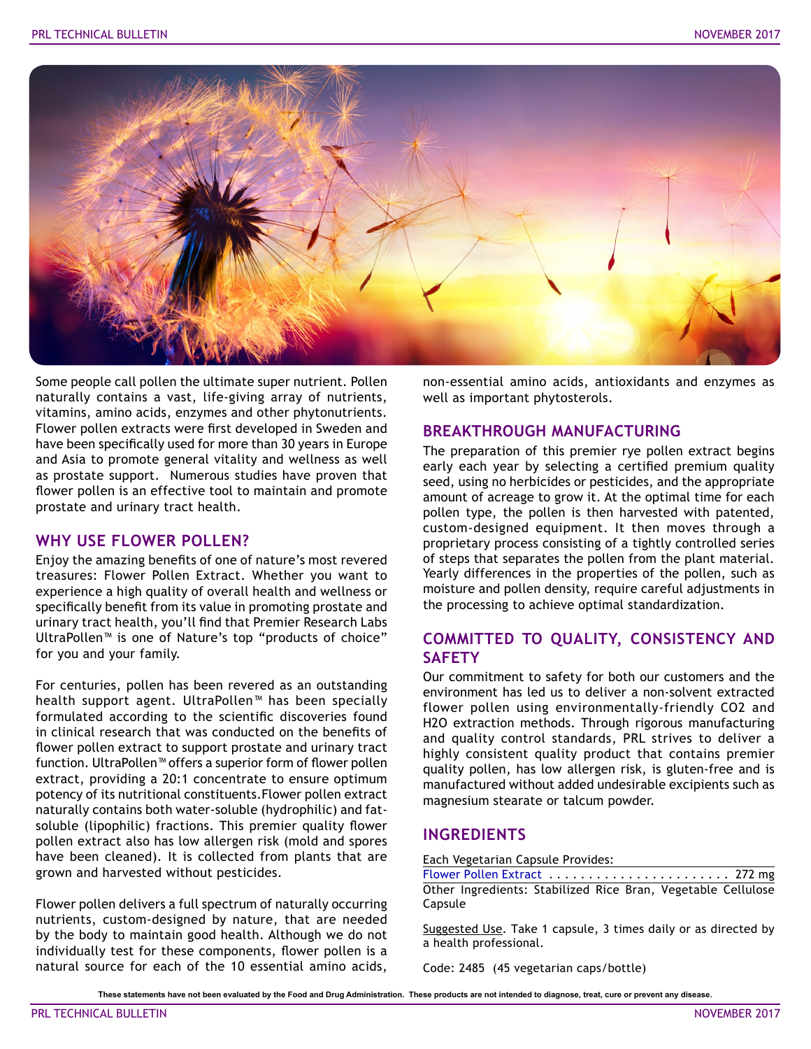Some people call pollen the ultimate super nutrient. Pollen naturally contains a vast, life-giving array of nutrients, vitamins, amino acids, enzymes and other phytonutrients. Flower pollen extracts were first developed in Sweden and have been specifically used for more than 30 years in Europe and Asia to promote general vitality and wellness as well as prostate support. Numerous studies have proven that flower pollen is an effective tool to maintain and promote prostate and urinary tract health.

## WHY USE FLOWER POLLEN?

Enjoy the amazing benefits of one of nature's most revered treasures: Flower Pollen Extract. Whether you want to experience a high quality of overall health and wellness or specifically benefit from its value in promoting prostate and urinary tract health, you'll find that Premier Research Labs UltraPollen™ is one of Nature's top "products of choice" for you and your family.

For centuries, pollen has been revered as an outstanding health support agent. UltraPollen™ has been specially formulated according to the scientific discoveries found in clinical research that was conducted on the benefits of flower pollen extract to support prostate and urinary tract function. UltraPollen™ offers a superior form of flower pollen extract, providing a 20:1 concentrate to ensure optimum potency of its nutritional constituents. Flower pollen extract naturally contains both water-soluble (hydrophilic) and fat-soluble (lipophilic) fractions. This premier quality flower pollen extract also has low allergen risk (mold and spores have been cleaned). It is collected from plants that are grown and harvested without pesticides.

Flower pollen delivers a full spectrum of naturally occurring nutrients, custom-designed by nature, that are needed by the body to maintain good health. Although we do not individually test for these components, flower pollen is a natural source for each of the 10 essential amino acids, non-essential amino acids, antioxidants and enzymes as well as important phytosterols.

## BREAKTHROUGH MANUFACTURING

The preparation of this premier rye pollen extract begins early each year by selecting a certified premium quality seed, using no herbicides or pesticides, and the appropriate amount of acreage to grow it. At the optimal time for each pollen type, the pollen is then harvested with patented, custom-designed equipment. It then moves through a proprietary process consisting of a tightly controlled series of steps that separates the pollen from the plant material. Yearly differences in the properties of the pollen, such as moisture and pollen density, require careful adjustments in the processing to achieve optimal standardization.

## COMMITTED TO QUALITY, CONSISTENCY AND SAFETY

Our commitment to safety for both our customers and the environment has led us to deliver a non-solvent extracted flower pollen using environmentally-friendly $CO_2$ and $H_2O$ extraction methods. Through rigorous manufacturing and quality control standards, PRL strives to deliver a highly consistent quality product that contains premier quality pollen, has low allergen risk, is gluten-free and is manufactured without added undesirable excipients such as magnesium stearate or talcum powder.

## INGREDIENTS

Each Vegetarian Capsule Provides:

Flower Pollen Extract ........................ 272 mg

Other Ingredients: Stabilized Rice Bran, Vegetable Cellulose Capsule

Suggested Use. Take 1 capsule, 3 times daily or as directed by a health professional.

Code: 2485 (45 vegetarian caps/bottle)

**These statements have not been evaluated by the Food and Drug Administration. These products are not intended to diagnose, treat, cure or prevent any disease.**